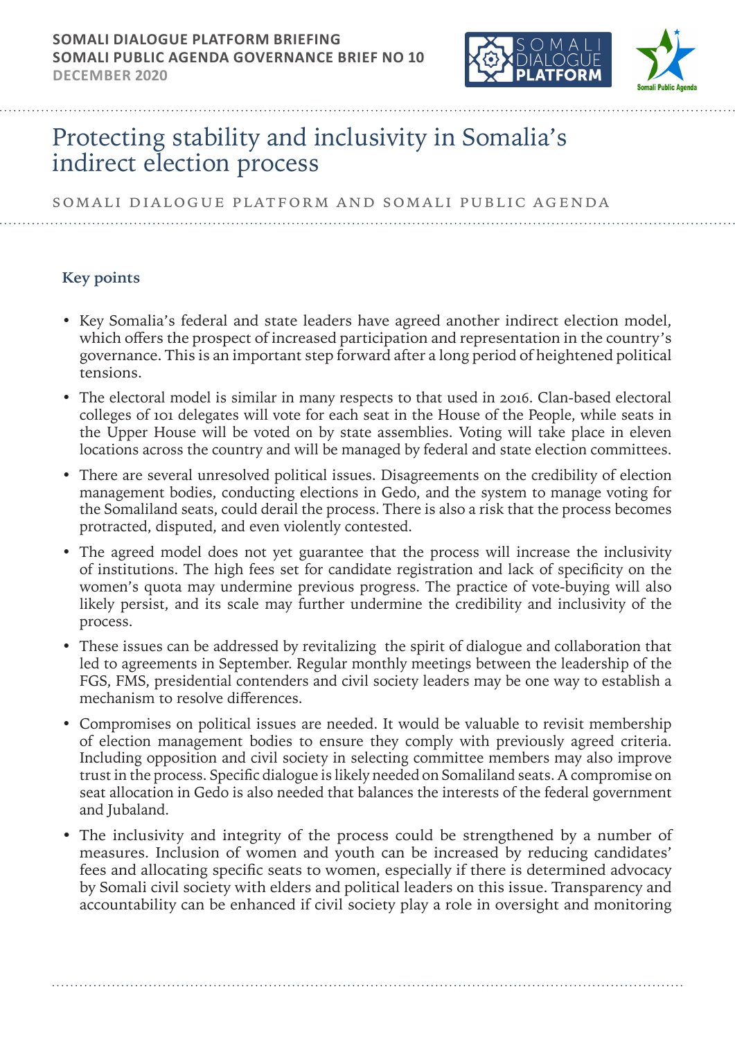SOMALI DIALOGUE PLATFORM BRIEFING
SOMALI PUBLIC AGENDA GOVERNANCE BRIEF NO 10
DECEMBER 2020

# Protecting stability and inclusivity in Somalia's indirect election process

SOMALI DIALOGUE PLATFORM AND SOMALI PUBLIC AGENDA

## Key points

- Key Somalia's federal and state leaders have agreed another indirect election model, which offers the prospect of increased participation and representation in the country's governance. This is an important step forward after a long period of heightened political tensions.
- The electoral model is similar in many respects to that used in 2016. Clan-based electoral colleges of 101 delegates will vote for each seat in the House of the People, while seats in the Upper House will be voted on by state assemblies. Voting will take place in eleven locations across the country and will be managed by federal and state election committees.
- There are several unresolved political issues. Disagreements on the credibility of election management bodies, conducting elections in Gedo, and the system to manage voting for the Somaliland seats, could derail the process. There is also a risk that the process becomes protracted, disputed, and even violently contested.
- The agreed model does not yet guarantee that the process will increase the inclusivity of institutions. The high fees set for candidate registration and lack of specificity on the women's quota may undermine previous progress. The practice of vote-buying will also likely persist, and its scale may further undermine the credibility and inclusivity of the process.
- These issues can be addressed by revitalizing the spirit of dialogue and collaboration that led to agreements in September. Regular monthly meetings between the leadership of the FGS, FMS, presidential contenders and civil society leaders may be one way to establish a mechanism to resolve differences.
- Compromises on political issues are needed. It would be valuable to revisit membership of election management bodies to ensure they comply with previously agreed criteria. Including opposition and civil society in selecting committee members may also improve trust in the process. Specific dialogue is likely needed on Somaliland seats. A compromise on seat allocation in Gedo is also needed that balances the interests of the federal government and Jubaland.
- The inclusivity and integrity of the process could be strengthened by a number of measures. Inclusion of women and youth can be increased by reducing candidates' fees and allocating specific seats to women, especially if there is determined advocacy by Somali civil society with elders and political leaders on this issue. Transparency and accountability can be enhanced if civil society play a role in oversight and monitoring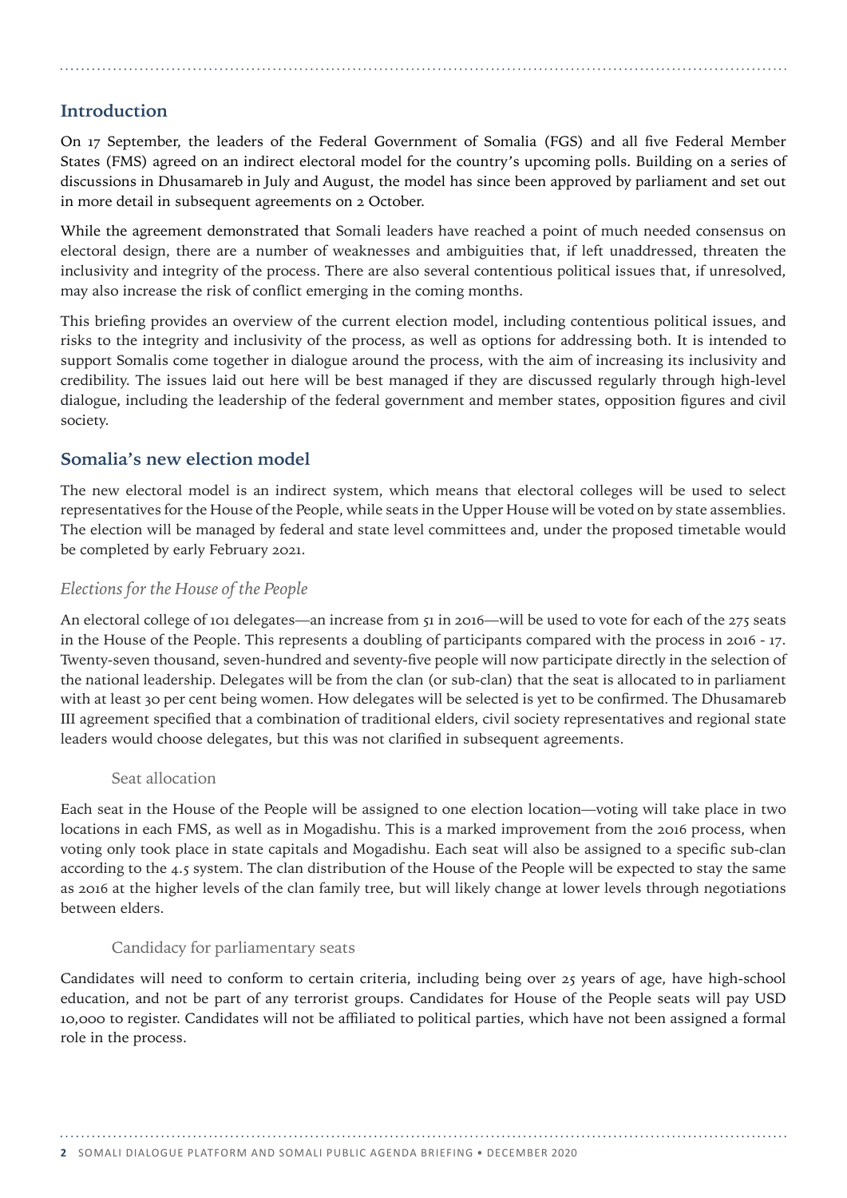## Introduction

On 17 September, the leaders of the Federal Government of Somalia (FGS) and all five Federal Member States (FMS) agreed on an indirect electoral model for the country's upcoming polls. Building on a series of discussions in Dhusamareb in July and August, the model has since been approved by parliament and set out in more detail in subsequent agreements on 2 October.

While the agreement demonstrated that Somali leaders have reached a point of much needed consensus on electoral design, there are a number of weaknesses and ambiguities that, if left unaddressed, threaten the inclusivity and integrity of the process. There are also several contentious political issues that, if unresolved, may also increase the risk of conflict emerging in the coming months.

This briefing provides an overview of the current election model, including contentious political issues, and risks to the integrity and inclusivity of the process, as well as options for addressing both. It is intended to support Somalis come together in dialogue around the process, with the aim of increasing its inclusivity and credibility. The issues laid out here will be best managed if they are discussed regularly through high-level dialogue, including the leadership of the federal government and member states, opposition figures and civil society.

## Somalia's new election model

The new electoral model is an indirect system, which means that electoral colleges will be used to select representatives for the House of the People, while seats in the Upper House will be voted on by state assemblies. The election will be managed by federal and state level committees and, under the proposed timetable would be completed by early February 2021.

### *Elections for the House of the People*

An electoral college of 101 delegates—an increase from 51 in 2016—will be used to vote for each of the 275 seats in the House of the People. This represents a doubling of participants compared with the process in 2016 - 17. Twenty-seven thousand, seven-hundred and seventy-five people will now participate directly in the selection of the national leadership. Delegates will be from the clan (or sub-clan) that the seat is allocated to in parliament with at least 30 per cent being women. How delegates will be selected is yet to be confirmed. The Dhusamareb III agreement specified that a combination of traditional elders, civil society representatives and regional state leaders would choose delegates, but this was not clarified in subsequent agreements.

#### Seat allocation

Each seat in the House of the People will be assigned to one election location—voting will take place in two locations in each FMS, as well as in Mogadishu. This is a marked improvement from the 2016 process, when voting only took place in state capitals and Mogadishu. Each seat will also be assigned to a specific sub-clan according to the 4.5 system. The clan distribution of the House of the People will be expected to stay the same as 2016 at the higher levels of the clan family tree, but will likely change at lower levels through negotiations between elders.

#### Candidacy for parliamentary seats

Candidates will need to conform to certain criteria, including being over 25 years of age, have high-school education, and not be part of any terrorist groups. Candidates for House of the People seats will pay USD 10,000 to register. Candidates will not be affiliated to political parties, which have not been assigned a formal role in the process.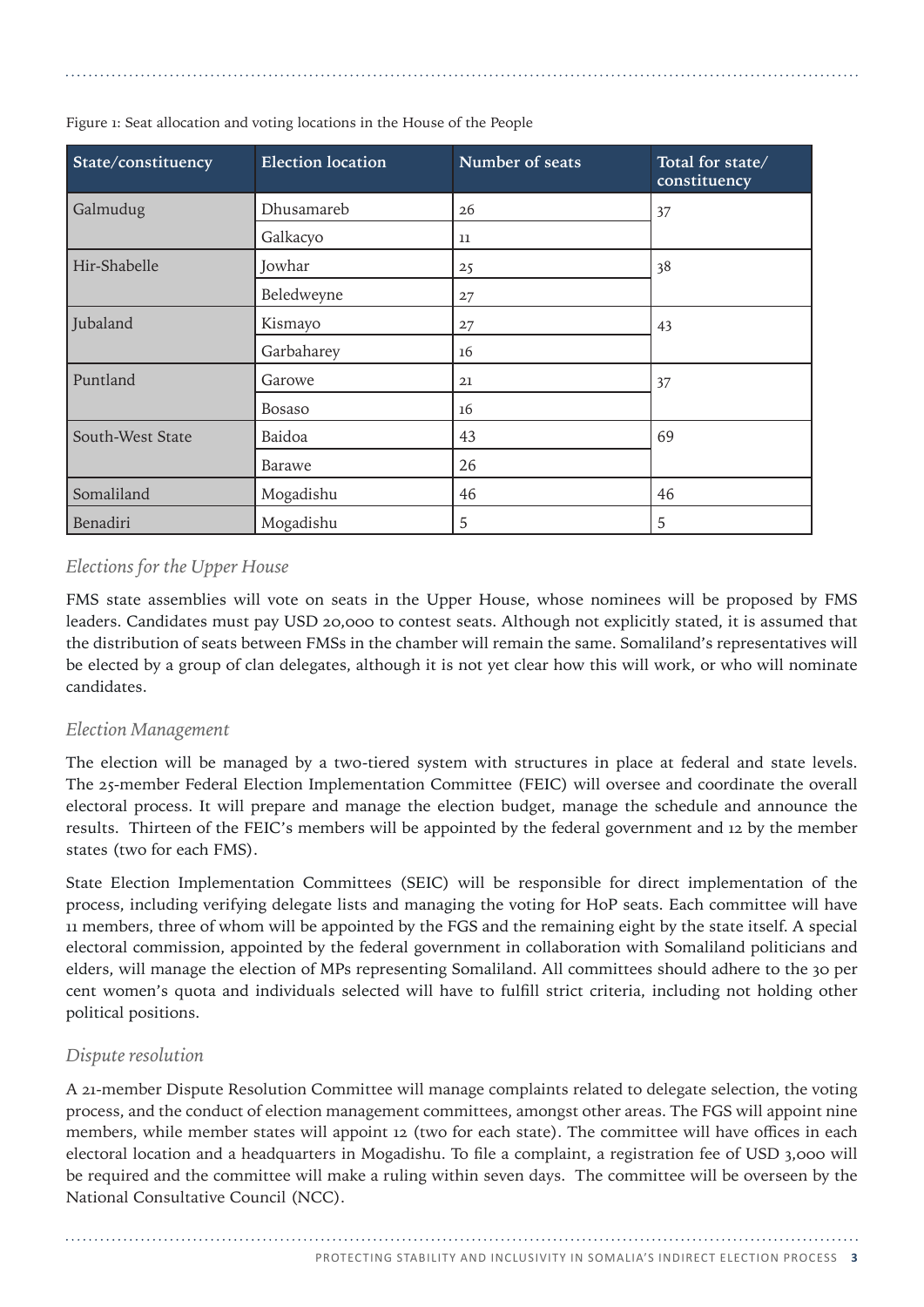Figure 1: Seat allocation and voting locations in the House of the People

| State/constituency | Election location | Number of seats | Total for state/ constituency |
|---|---|---|---|
| Galmudug | Dhusamareb | 26 | 37 |
| | Galkacyo | 11 | |
| Hir-Shabelle | Jowhar | 25 | 38 |
| | Beledweyne | 27 | |
| Jubaland | Kismayo | 27 | 43 |
| | Garbaharey | 16 | |
| Puntland | Garowe | 21 | 37 |
| | Bosaso | 16 | |
| South-West State | Baidoa | 43 | 69 |
| | Barawe | 26 | |
| Somaliland | Mogadishu | 46 | 46 |
| Benadiri | Mogadishu | 5 | 5 |

### *Elections for the Upper House*

FMS state assemblies will vote on seats in the Upper House, whose nominees will be proposed by FMS leaders. Candidates must pay USD 20,000 to contest seats. Although not explicitly stated, it is assumed that the distribution of seats between FMSs in the chamber will remain the same. Somaliland's representatives will be elected by a group of clan delegates, although it is not yet clear how this will work, or who will nominate candidates.

### *Election Management*

The election will be managed by a two-tiered system with structures in place at federal and state levels. The 25-member Federal Election Implementation Committee (FEIC) will oversee and coordinate the overall electoral process. It will prepare and manage the election budget, manage the schedule and announce the results. Thirteen of the FEIC's members will be appointed by the federal government and 12 by the member states (two for each FMS).

State Election Implementation Committees (SEIC) will be responsible for direct implementation of the process, including verifying delegate lists and managing the voting for HoP seats. Each committee will have 11 members, three of whom will be appointed by the FGS and the remaining eight by the state itself. A special electoral commission, appointed by the federal government in collaboration with Somaliland politicians and elders, will manage the election of MPs representing Somaliland. All committees should adhere to the 30 per cent women's quota and individuals selected will have to fulfill strict criteria, including not holding other political positions.

### *Dispute resolution*

A 21-member Dispute Resolution Committee will manage complaints related to delegate selection, the voting process, and the conduct of election management committees, amongst other areas. The FGS will appoint nine members, while member states will appoint 12 (two for each state). The committee will have offices in each electoral location and a headquarters in Mogadishu. To file a complaint, a registration fee of USD 3,000 will be required and the committee will make a ruling within seven days. The committee will be overseen by the National Consultative Council (NCC).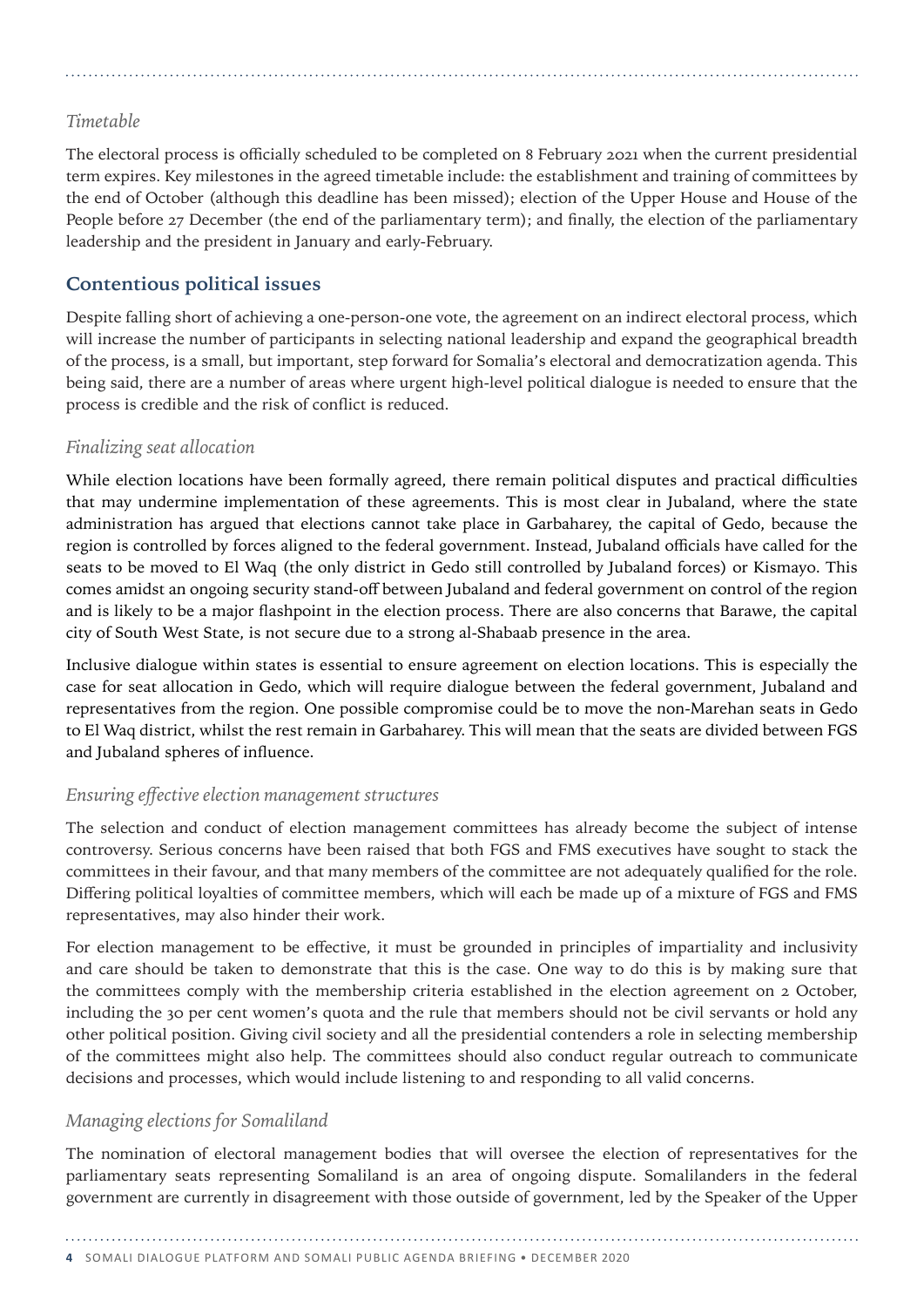*Timetable*

The electoral process is officially scheduled to be completed on 8 February 2021 when the current presidential term expires. Key milestones in the agreed timetable include: the establishment and training of committees by the end of October (although this deadline has been missed); election of the Upper House and House of the People before 27 December (the end of the parliamentary term); and finally, the election of the parliamentary leadership and the president in January and early-February.

## Contentious political issues

Despite falling short of achieving a one-person-one vote, the agreement on an indirect electoral process, which will increase the number of participants in selecting national leadership and expand the geographical breadth of the process, is a small, but important, step forward for Somalia's electoral and democratization agenda. This being said, there are a number of areas where urgent high-level political dialogue is needed to ensure that the process is credible and the risk of conflict is reduced.

*Finalizing seat allocation*

While election locations have been formally agreed, there remain political disputes and practical difficulties that may undermine implementation of these agreements. This is most clear in Jubaland, where the state administration has argued that elections cannot take place in Garbaharey, the capital of Gedo, because the region is controlled by forces aligned to the federal government. Instead, Jubaland officials have called for the seats to be moved to El Waq (the only district in Gedo still controlled by Jubaland forces) or Kismayo. This comes amidst an ongoing security stand-off between Jubaland and federal government on control of the region and is likely to be a major flashpoint in the election process. There are also concerns that Barawe, the capital city of South West State, is not secure due to a strong al-Shabaab presence in the area.

Inclusive dialogue within states is essential to ensure agreement on election locations. This is especially the case for seat allocation in Gedo, which will require dialogue between the federal government, Jubaland and representatives from the region. One possible compromise could be to move the non-Marehan seats in Gedo to El Waq district, whilst the rest remain in Garbaharey. This will mean that the seats are divided between FGS and Jubaland spheres of influence.

*Ensuring effective election management structures*

The selection and conduct of election management committees has already become the subject of intense controversy. Serious concerns have been raised that both FGS and FMS executives have sought to stack the committees in their favour, and that many members of the committee are not adequately qualified for the role. Differing political loyalties of committee members, which will each be made up of a mixture of FGS and FMS representatives, may also hinder their work.

For election management to be effective, it must be grounded in principles of impartiality and inclusivity and care should be taken to demonstrate that this is the case. One way to do this is by making sure that the committees comply with the membership criteria established in the election agreement on 2 October, including the 30 per cent women's quota and the rule that members should not be civil servants or hold any other political position. Giving civil society and all the presidential contenders a role in selecting membership of the committees might also help. The committees should also conduct regular outreach to communicate decisions and processes, which would include listening to and responding to all valid concerns.

*Managing elections for Somaliland*

The nomination of electoral management bodies that will oversee the election of representatives for the parliamentary seats representing Somaliland is an area of ongoing dispute. Somalilanders in the federal government are currently in disagreement with those outside of government, led by the Speaker of the Upper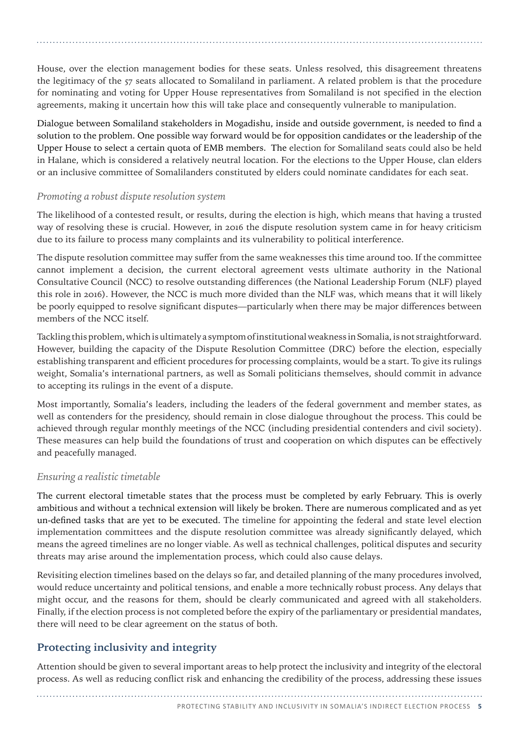House, over the election management bodies for these seats. Unless resolved, this disagreement threatens the legitimacy of the 57 seats allocated to Somaliland in parliament. A related problem is that the procedure for nominating and voting for Upper House representatives from Somaliland is not specified in the election agreements, making it uncertain how this will take place and consequently vulnerable to manipulation.

Dialogue between Somaliland stakeholders in Mogadishu, inside and outside government, is needed to find a solution to the problem. One possible way forward would be for opposition candidates or the leadership of the Upper House to select a certain quota of EMB members. The election for Somaliland seats could also be held in Halane, which is considered a relatively neutral location. For the elections to the Upper House, clan elders or an inclusive committee of Somalilanders constituted by elders could nominate candidates for each seat.

### *Promoting a robust dispute resolution system*

The likelihood of a contested result, or results, during the election is high, which means that having a trusted way of resolving these is crucial. However, in 2016 the dispute resolution system came in for heavy criticism due to its failure to process many complaints and its vulnerability to political interference.

The dispute resolution committee may suffer from the same weaknesses this time around too. If the committee cannot implement a decision, the current electoral agreement vests ultimate authority in the National Consultative Council (NCC) to resolve outstanding differences (the National Leadership Forum (NLF) played this role in 2016). However, the NCC is much more divided than the NLF was, which means that it will likely be poorly equipped to resolve significant disputes—particularly when there may be major differences between members of the NCC itself.

Tackling this problem, which is ultimately a symptom of institutional weakness in Somalia, is not straightforward. However, building the capacity of the Dispute Resolution Committee (DRC) before the election, especially establishing transparent and efficient procedures for processing complaints, would be a start. To give its rulings weight, Somalia's international partners, as well as Somali politicians themselves, should commit in advance to accepting its rulings in the event of a dispute.

Most importantly, Somalia's leaders, including the leaders of the federal government and member states, as well as contenders for the presidency, should remain in close dialogue throughout the process. This could be achieved through regular monthly meetings of the NCC (including presidential contenders and civil society). These measures can help build the foundations of trust and cooperation on which disputes can be effectively and peacefully managed.

### *Ensuring a realistic timetable*

The current electoral timetable states that the process must be completed by early February. This is overly ambitious and without a technical extension will likely be broken. There are numerous complicated and as yet un-defined tasks that are yet to be executed. The timeline for appointing the federal and state level election implementation committees and the dispute resolution committee was already significantly delayed, which means the agreed timelines are no longer viable. As well as technical challenges, political disputes and security threats may arise around the implementation process, which could also cause delays.

Revisiting election timelines based on the delays so far, and detailed planning of the many procedures involved, would reduce uncertainty and political tensions, and enable a more technically robust process. Any delays that might occur, and the reasons for them, should be clearly communicated and agreed with all stakeholders. Finally, if the election process is not completed before the expiry of the parliamentary or presidential mandates, there will need to be clear agreement on the status of both.

## Protecting inclusivity and integrity

Attention should be given to several important areas to help protect the inclusivity and integrity of the electoral process. As well as reducing conflict risk and enhancing the credibility of the process, addressing these issues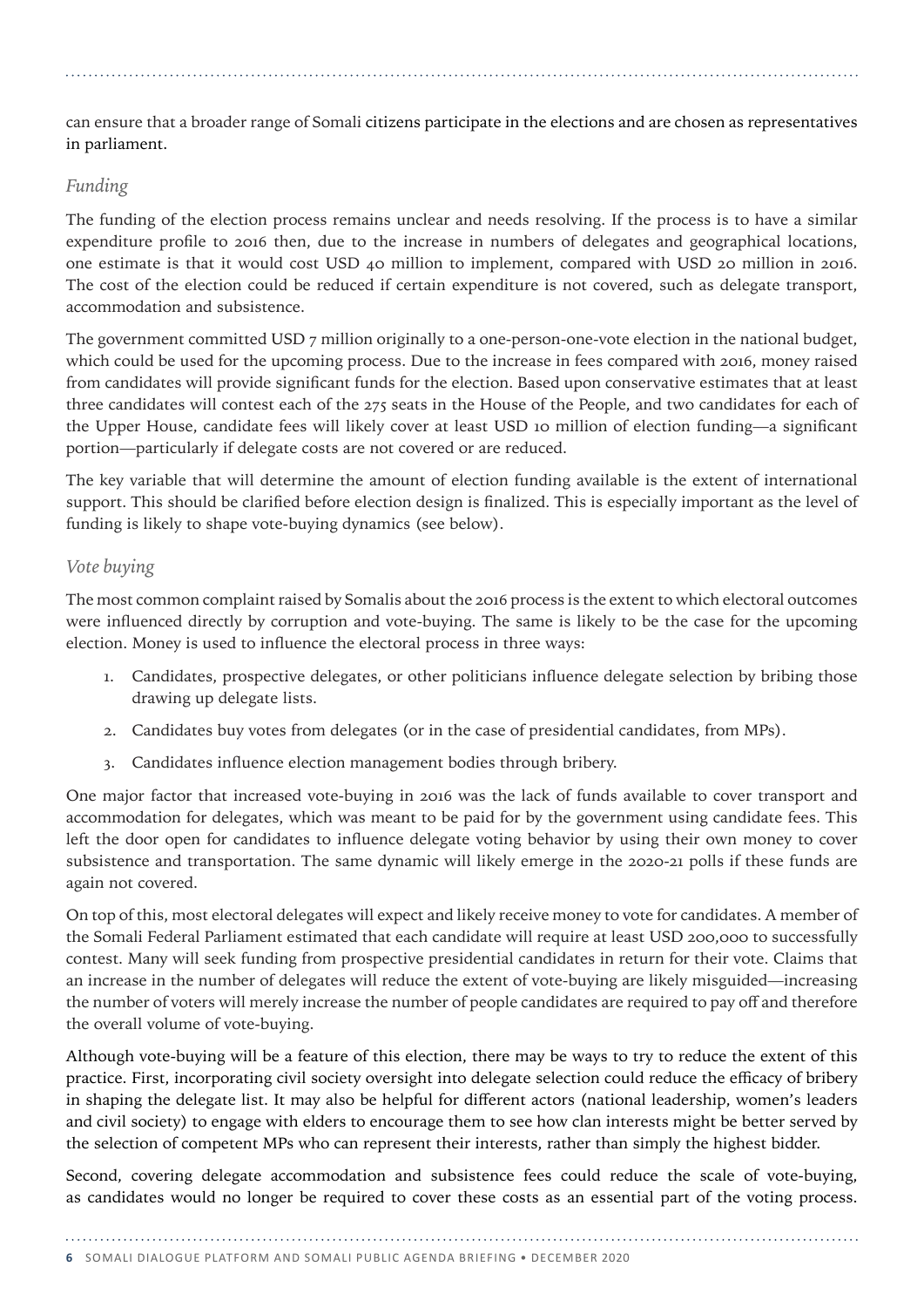can ensure that a broader range of Somali citizens participate in the elections and are chosen as representatives in parliament.

### *Funding*

The funding of the election process remains unclear and needs resolving. If the process is to have a similar expenditure profile to 2016 then, due to the increase in numbers of delegates and geographical locations, one estimate is that it would cost USD 40 million to implement, compared with USD 20 million in 2016. The cost of the election could be reduced if certain expenditure is not covered, such as delegate transport, accommodation and subsistence.

The government committed USD 7 million originally to a one-person-one-vote election in the national budget, which could be used for the upcoming process. Due to the increase in fees compared with 2016, money raised from candidates will provide significant funds for the election. Based upon conservative estimates that at least three candidates will contest each of the 275 seats in the House of the People, and two candidates for each of the Upper House, candidate fees will likely cover at least USD 10 million of election funding—a significant portion—particularly if delegate costs are not covered or are reduced.

The key variable that will determine the amount of election funding available is the extent of international support. This should be clarified before election design is finalized. This is especially important as the level of funding is likely to shape vote-buying dynamics (see below).

### *Vote buying*

The most common complaint raised by Somalis about the 2016 process is the extent to which electoral outcomes were influenced directly by corruption and vote-buying. The same is likely to be the case for the upcoming election. Money is used to influence the electoral process in three ways:

1. Candidates, prospective delegates, or other politicians influence delegate selection by bribing those drawing up delegate lists.
2. Candidates buy votes from delegates (or in the case of presidential candidates, from MPs).
3. Candidates influence election management bodies through bribery.

One major factor that increased vote-buying in 2016 was the lack of funds available to cover transport and accommodation for delegates, which was meant to be paid for by the government using candidate fees. This left the door open for candidates to influence delegate voting behavior by using their own money to cover subsistence and transportation. The same dynamic will likely emerge in the 2020-21 polls if these funds are again not covered.

On top of this, most electoral delegates will expect and likely receive money to vote for candidates. A member of the Somali Federal Parliament estimated that each candidate will require at least USD 200,000 to successfully contest. Many will seek funding from prospective presidential candidates in return for their vote. Claims that an increase in the number of delegates will reduce the extent of vote-buying are likely misguided—increasing the number of voters will merely increase the number of people candidates are required to pay off and therefore the overall volume of vote-buying.

Although vote-buying will be a feature of this election, there may be ways to try to reduce the extent of this practice. First, incorporating civil society oversight into delegate selection could reduce the efficacy of bribery in shaping the delegate list. It may also be helpful for different actors (national leadership, women's leaders and civil society) to engage with elders to encourage them to see how clan interests might be better served by the selection of competent MPs who can represent their interests, rather than simply the highest bidder.

Second, covering delegate accommodation and subsistence fees could reduce the scale of vote-buying, as candidates would no longer be required to cover these costs as an essential part of the voting process.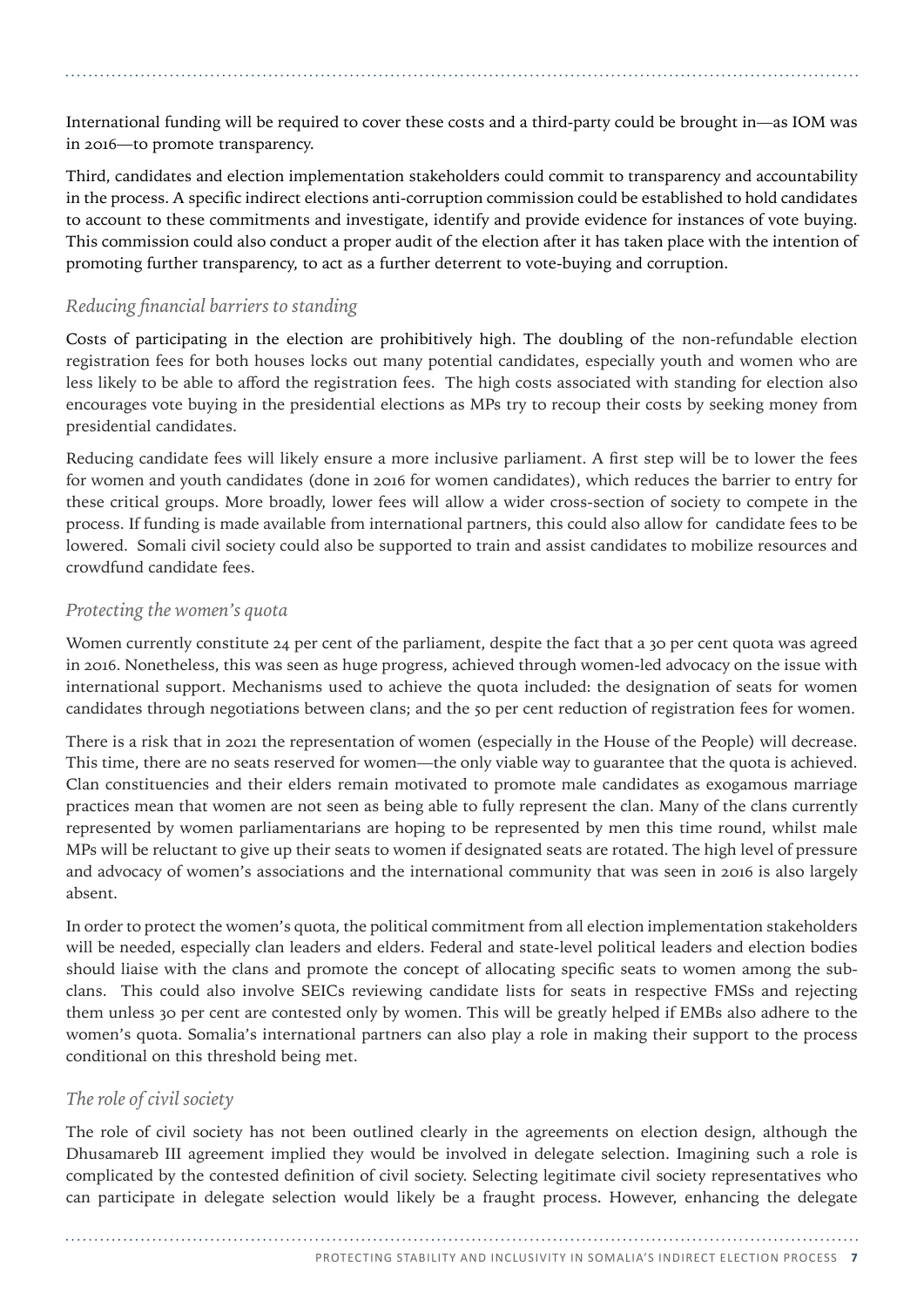International funding will be required to cover these costs and a third-party could be brought in—as IOM was in 2016—to promote transparency.

Third, candidates and election implementation stakeholders could commit to transparency and accountability in the process. A specific indirect elections anti-corruption commission could be established to hold candidates to account to these commitments and investigate, identify and provide evidence for instances of vote buying. This commission could also conduct a proper audit of the election after it has taken place with the intention of promoting further transparency, to act as a further deterrent to vote-buying and corruption.

### *Reducing financial barriers to standing*

Costs of participating in the election are prohibitively high. The doubling of the non-refundable election registration fees for both houses locks out many potential candidates, especially youth and women who are less likely to be able to afford the registration fees. The high costs associated with standing for election also encourages vote buying in the presidential elections as MPs try to recoup their costs by seeking money from presidential candidates.

Reducing candidate fees will likely ensure a more inclusive parliament. A first step will be to lower the fees for women and youth candidates (done in 2016 for women candidates), which reduces the barrier to entry for these critical groups. More broadly, lower fees will allow a wider cross-section of society to compete in the process. If funding is made available from international partners, this could also allow for candidate fees to be lowered. Somali civil society could also be supported to train and assist candidates to mobilize resources and crowdfund candidate fees.

### *Protecting the women's quota*

Women currently constitute 24 per cent of the parliament, despite the fact that a 30 per cent quota was agreed in 2016. Nonetheless, this was seen as huge progress, achieved through women-led advocacy on the issue with international support. Mechanisms used to achieve the quota included: the designation of seats for women candidates through negotiations between clans; and the 50 per cent reduction of registration fees for women.

There is a risk that in 2021 the representation of women (especially in the House of the People) will decrease. This time, there are no seats reserved for women—the only viable way to guarantee that the quota is achieved. Clan constituencies and their elders remain motivated to promote male candidates as exogamous marriage practices mean that women are not seen as being able to fully represent the clan. Many of the clans currently represented by women parliamentarians are hoping to be represented by men this time round, whilst male MPs will be reluctant to give up their seats to women if designated seats are rotated. The high level of pressure and advocacy of women's associations and the international community that was seen in 2016 is also largely absent.

In order to protect the women's quota, the political commitment from all election implementation stakeholders will be needed, especially clan leaders and elders. Federal and state-level political leaders and election bodies should liaise with the clans and promote the concept of allocating specific seats to women among the sub-clans. This could also involve SEICs reviewing candidate lists for seats in respective FMSs and rejecting them unless 30 per cent are contested only by women. This will be greatly helped if EMBs also adhere to the women's quota. Somalia's international partners can also play a role in making their support to the process conditional on this threshold being met.

### *The role of civil society*

The role of civil society has not been outlined clearly in the agreements on election design, although the Dhusamareb III agreement implied they would be involved in delegate selection. Imagining such a role is complicated by the contested definition of civil society. Selecting legitimate civil society representatives who can participate in delegate selection would likely be a fraught process. However, enhancing the delegate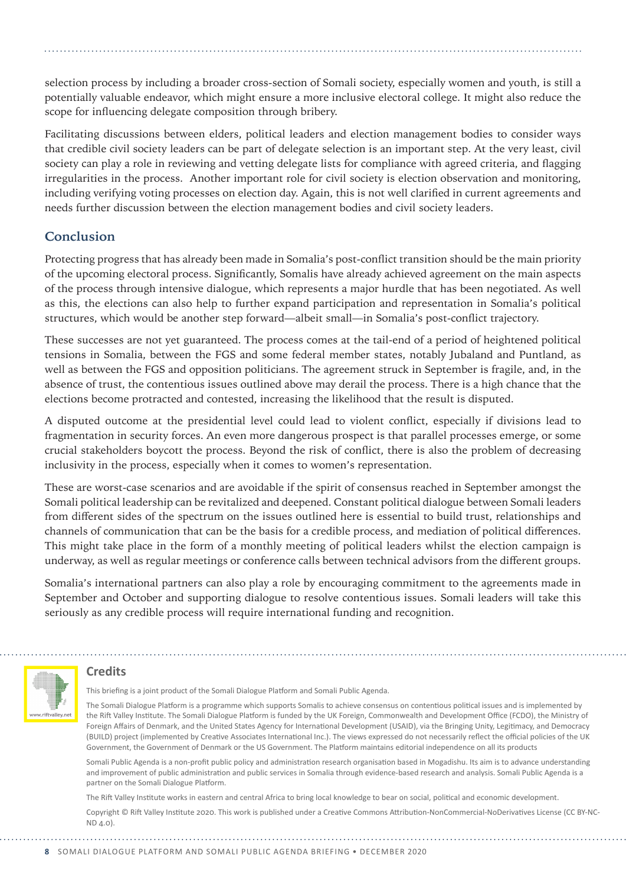selection process by including a broader cross-section of Somali society, especially women and youth, is still a potentially valuable endeavor, which might ensure a more inclusive electoral college. It might also reduce the scope for influencing delegate composition through bribery.

Facilitating discussions between elders, political leaders and election management bodies to consider ways that credible civil society leaders can be part of delegate selection is an important step. At the very least, civil society can play a role in reviewing and vetting delegate lists for compliance with agreed criteria, and flagging irregularities in the process. Another important role for civil society is election observation and monitoring, including verifying voting processes on election day. Again, this is not well clarified in current agreements and needs further discussion between the election management bodies and civil society leaders.

## Conclusion

Protecting progress that has already been made in Somalia's post-conflict transition should be the main priority of the upcoming electoral process. Significantly, Somalis have already achieved agreement on the main aspects of the process through intensive dialogue, which represents a major hurdle that has been negotiated. As well as this, the elections can also help to further expand participation and representation in Somalia's political structures, which would be another step forward—albeit small—in Somalia's post-conflict trajectory.

These successes are not yet guaranteed. The process comes at the tail-end of a period of heightened political tensions in Somalia, between the FGS and some federal member states, notably Jubaland and Puntland, as well as between the FGS and opposition politicians. The agreement struck in September is fragile, and, in the absence of trust, the contentious issues outlined above may derail the process. There is a high chance that the elections become protracted and contested, increasing the likelihood that the result is disputed.

A disputed outcome at the presidential level could lead to violent conflict, especially if divisions lead to fragmentation in security forces. An even more dangerous prospect is that parallel processes emerge, or some crucial stakeholders boycott the process. Beyond the risk of conflict, there is also the problem of decreasing inclusivity in the process, especially when it comes to women's representation.

These are worst-case scenarios and are avoidable if the spirit of consensus reached in September amongst the Somali political leadership can be revitalized and deepened. Constant political dialogue between Somali leaders from different sides of the spectrum on the issues outlined here is essential to build trust, relationships and channels of communication that can be the basis for a credible process, and mediation of political differences. This might take place in the form of a monthly meeting of political leaders whilst the election campaign is underway, as well as regular meetings or conference calls between technical advisors from the different groups.

Somalia's international partners can also play a role by encouraging commitment to the agreements made in September and October and supporting dialogue to resolve contentious issues. Somali leaders will take this seriously as any credible process will require international funding and recognition.

### Credits

This briefing is a joint product of the Somali Dialogue Platform and Somali Public Agenda.

The Somali Dialogue Platform is a programme which supports Somalis to achieve consensus on contentious political issues and is implemented by the Rift Valley Institute. The Somali Dialogue Platform is funded by the UK Foreign, Commonwealth and Development Office (FCDO), the Ministry of Foreign Affairs of Denmark, and the United States Agency for International Development (USAID), via the Bringing Unity, Legitimacy, and Democracy (BUILD) project (implemented by Creative Associates International Inc.). The views expressed do not necessarily reflect the official policies of the UK Government, the Government of Denmark or the US Government. The Platform maintains editorial independence on all its products

Somali Public Agenda is a non-profit public policy and administration research organisation based in Mogadishu. Its aim is to advance understanding and improvement of public administration and public services in Somalia through evidence-based research and analysis. Somali Public Agenda is a partner on the Somali Dialogue Platform.

The Rift Valley Institute works in eastern and central Africa to bring local knowledge to bear on social, political and economic development.

Copyright © Rift Valley Institute 2020. This work is published under a Creative Commons Attribution-NonCommercial-NoDerivatives License (CC BY-NC-ND 4.0).